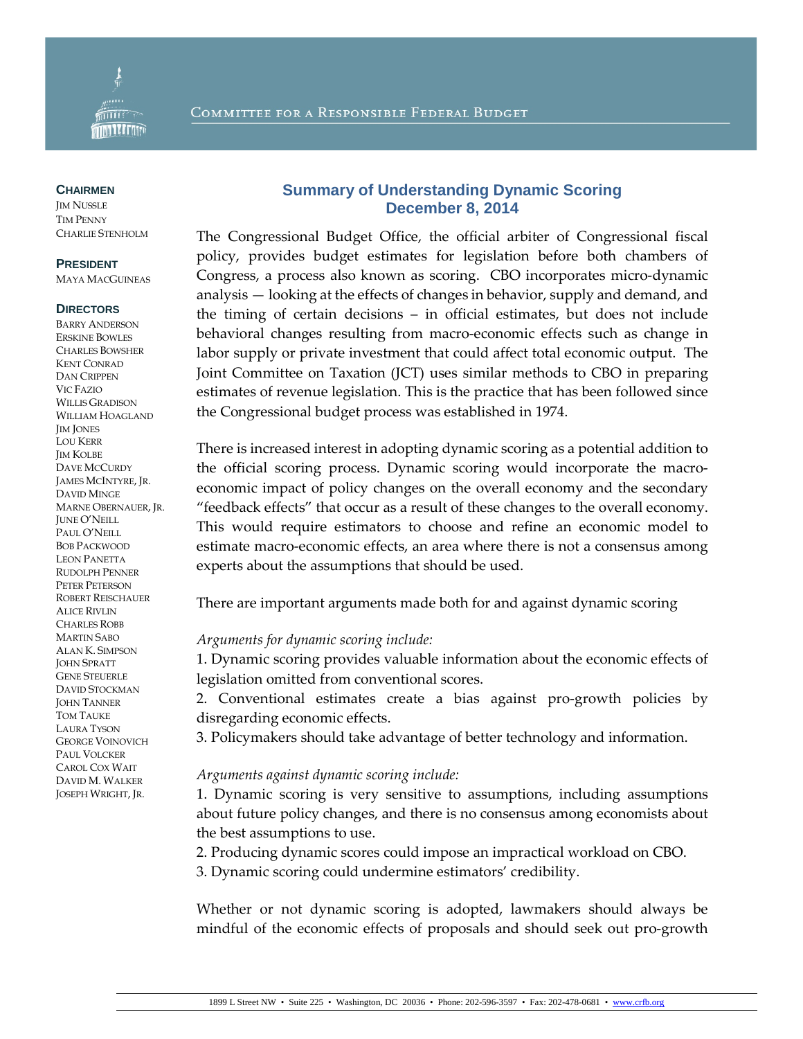Committee for a Responsible Federal Budget

**CHAIRMEN**
Jim Nussle
Tim Penny
Charlie Stenholm

**PRESIDENT**
Maya MacGuineas

**DIRECTORS**
Barry Anderson
Erskine Bowles
Charles Bowsher
Kent Conrad
Dan Crippen
Vic Fazio
Willis Gradison
William Hoagland
Jim Jones
Lou Kerr
Jim Kolbe
Dave McCurdy
James McIntyre, Jr.
David Minge
Marne Obernauer, Jr.
June O'Neill
Paul O'Neill
Bob Packwood
Leon Panetta
Rudolph Penner
Peter Peterson
Robert Reischauer
Alice Rivlin
Charles Robb
Martin Sabo
Alan K. Simpson
John Spratt
Gene Steuerle
David Stockman
John Tanner
Tom Tauke
Laura Tyson
George Voinovich
Paul Volcker
Carol Cox Wait
David M. Walker
Joseph Wright, Jr.

## Summary of Understanding Dynamic Scoring
## December 8, 2014

The Congressional Budget Office, the official arbiter of Congressional fiscal policy, provides budget estimates for legislation before both chambers of Congress, a process also known as scoring. CBO incorporates micro-dynamic analysis — looking at the effects of changes in behavior, supply and demand, and the timing of certain decisions – in official estimates, but does not include behavioral changes resulting from macro-economic effects such as change in labor supply or private investment that could affect total economic output. The Joint Committee on Taxation (JCT) uses similar methods to CBO in preparing estimates of revenue legislation. This is the practice that has been followed since the Congressional budget process was established in 1974.

There is increased interest in adopting dynamic scoring as a potential addition to the official scoring process. Dynamic scoring would incorporate the macro-economic impact of policy changes on the overall economy and the secondary "feedback effects" that occur as a result of these changes to the overall economy. This would require estimators to choose and refine an economic model to estimate macro-economic effects, an area where there is not a consensus among experts about the assumptions that should be used.

There are important arguments made both for and against dynamic scoring

*Arguments for dynamic scoring include:*
1. Dynamic scoring provides valuable information about the economic effects of legislation omitted from conventional scores.
2. Conventional estimates create a bias against pro-growth policies by disregarding economic effects.
3. Policymakers should take advantage of better technology and information.

*Arguments against dynamic scoring include:*
1. Dynamic scoring is very sensitive to assumptions, including assumptions about future policy changes, and there is no consensus among economists about the best assumptions to use.
2. Producing dynamic scores could impose an impractical workload on CBO.
3. Dynamic scoring could undermine estimators' credibility.

Whether or not dynamic scoring is adopted, lawmakers should always be mindful of the economic effects of proposals and should seek out pro-growth

1899 L Street NW • Suite 225 • Washington, DC 20036 • Phone: 202-596-3597 • Fax: 202-478-0681 • www.crfb.org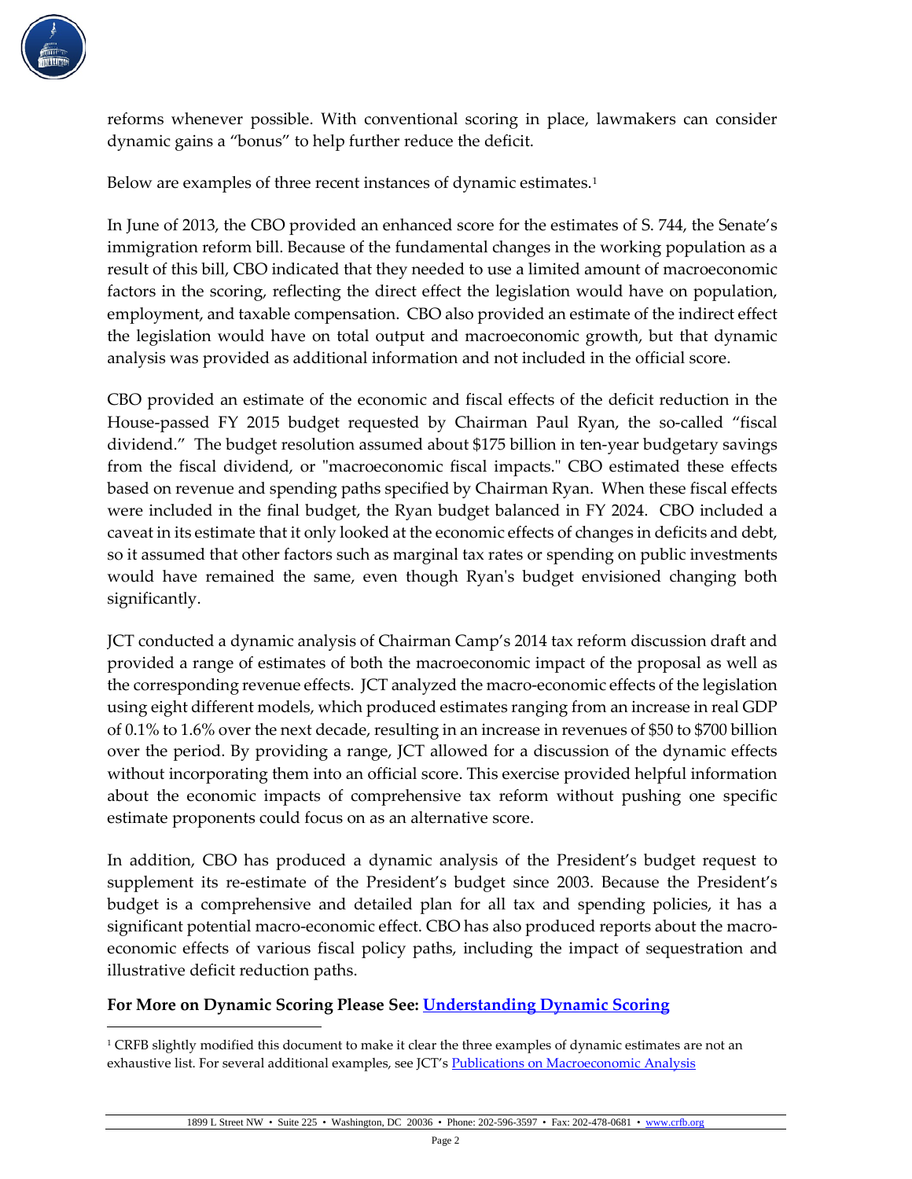reforms whenever possible. With conventional scoring in place, lawmakers can consider dynamic gains a "bonus" to help further reduce the deficit.

Below are examples of three recent instances of dynamic estimates.[1]

In June of 2013, the CBO provided an enhanced score for the estimates of S. 744, the Senate's immigration reform bill. Because of the fundamental changes in the working population as a result of this bill, CBO indicated that they needed to use a limited amount of macroeconomic factors in the scoring, reflecting the direct effect the legislation would have on population, employment, and taxable compensation. CBO also provided an estimate of the indirect effect the legislation would have on total output and macroeconomic growth, but that dynamic analysis was provided as additional information and not included in the official score.

CBO provided an estimate of the economic and fiscal effects of the deficit reduction in the House-passed FY 2015 budget requested by Chairman Paul Ryan, the so-called "fiscal dividend." The budget resolution assumed about $175 billion in ten-year budgetary savings from the fiscal dividend, or "macroeconomic fiscal impacts." CBO estimated these effects based on revenue and spending paths specified by Chairman Ryan. When these fiscal effects were included in the final budget, the Ryan budget balanced in FY 2024. CBO included a caveat in its estimate that it only looked at the economic effects of changes in deficits and debt, so it assumed that other factors such as marginal tax rates or spending on public investments would have remained the same, even though Ryan's budget envisioned changing both significantly.

JCT conducted a dynamic analysis of Chairman Camp's 2014 tax reform discussion draft and provided a range of estimates of both the macroeconomic impact of the proposal as well as the corresponding revenue effects. JCT analyzed the macro-economic effects of the legislation using eight different models, which produced estimates ranging from an increase in real GDP of 0.1% to 1.6% over the next decade, resulting in an increase in revenues of $50 to $700 billion over the period. By providing a range, JCT allowed for a discussion of the dynamic effects without incorporating them into an official score. This exercise provided helpful information about the economic impacts of comprehensive tax reform without pushing one specific estimate proponents could focus on as an alternative score.

In addition, CBO has produced a dynamic analysis of the President's budget request to supplement its re-estimate of the President's budget since 2003. Because the President's budget is a comprehensive and detailed plan for all tax and spending policies, it has a significant potential macro-economic effect. CBO has also produced reports about the macro-economic effects of various fiscal policy paths, including the impact of sequestration and illustrative deficit reduction paths.

**For More on Dynamic Scoring Please See: Understanding Dynamic Scoring**

---

[1] CRFB slightly modified this document to make it clear the three examples of dynamic estimates are not an exhaustive list. For several additional examples, see JCT's Publications on Macroeconomic Analysis